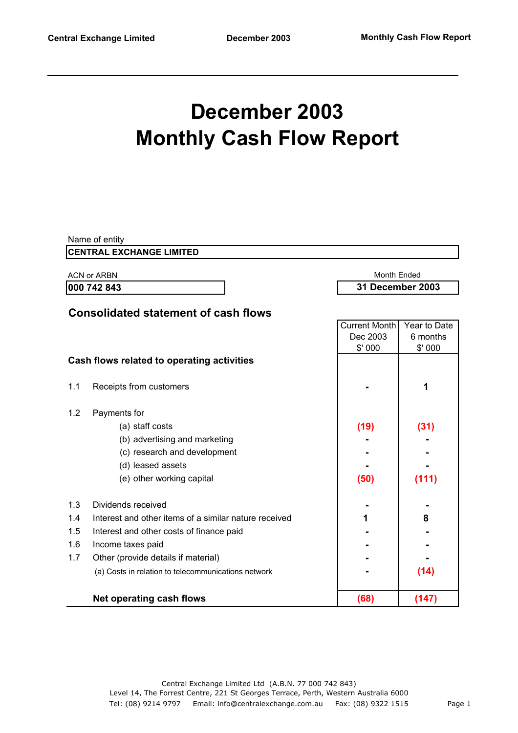# December 2003
# Monthly Cash Flow Report

Name of entity

**CENTRAL EXCHANGE LIMITED**

ACN or ARBN

**000 742 843**

Month Ended

**31 December 2003**

## Consolidated statement of cash flows

| | | Current Month Dec 2003 $' 000 | Year to Date 6 months $' 000 |
|---|---|---|---|
| **Cash flows related to operating activities** | | | |
| 1.1 | Receipts from customers | - | 1 |
| 1.2 | Payments for | | |
| | (a) staff costs | (19) | (31) |
| | (b) advertising and marketing | - | - |
| | (c) research and development | - | - |
| | (d) leased assets | - | - |
| | (e) other working capital | (50) | (111) |
| 1.3 | Dividends received | - | - |
| 1.4 | Interest and other items of a similar nature received | 1 | 8 |
| 1.5 | Interest and other costs of finance paid | - | - |
| 1.6 | Income taxes paid | - | - |
| 1.7 | Other (provide details if material) | - | - |
| | (a) Costs in relation to telecommunications network | - | (14) |
| | **Net operating cash flows** | **(68)** | **(147)** |

Central Exchange Limited Ltd (A.B.N. 77 000 742 843)
Level 14, The Forrest Centre, 221 St Georges Terrace, Perth, Western Australia 6000
Tel: (08) 9214 9797 Email: info@centralexchange.com.au Fax: (08) 9322 1515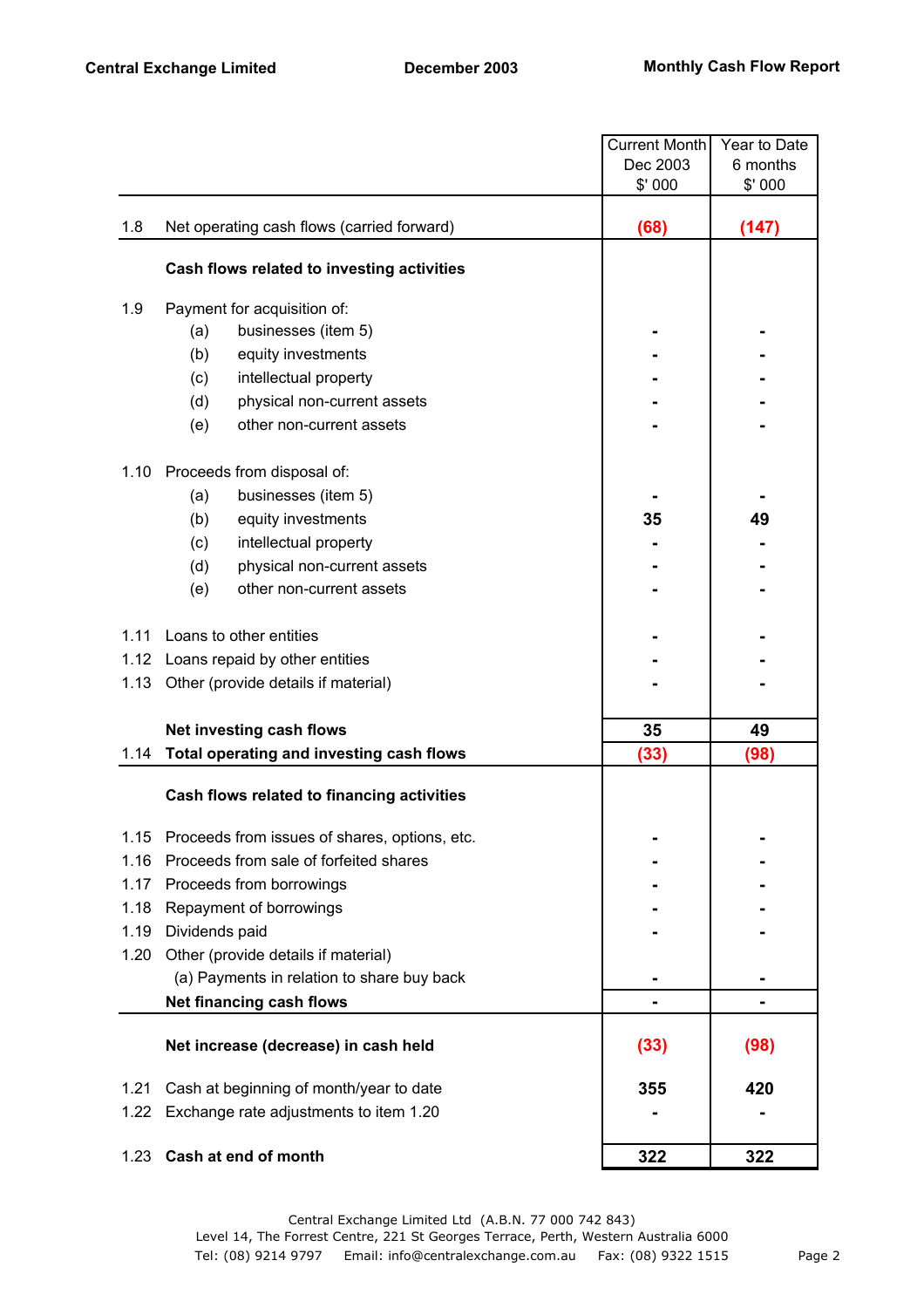**Central Exchange Limited** **December 2003** **Monthly Cash Flow Report**

| | | Current Month Dec 2003 $' 000 | Year to Date 6 months $' 000 |
|---|---|---|---|
| 1.8 | Net operating cash flows (carried forward) | (68) | (147) |
| | **Cash flows related to investing activities** | | |
| 1.9 | Payment for acquisition of: | | |
| | (a) businesses (item 5) | - | - |
| | (b) equity investments | - | - |
| | (c) intellectual property | - | - |
| | (d) physical non-current assets | - | - |
| | (e) other non-current assets | - | - |
| 1.10 | Proceeds from disposal of: | | |
| | (a) businesses (item 5) | - | - |
| | (b) equity investments | 35 | 49 |
| | (c) intellectual property | - | - |
| | (d) physical non-current assets | - | - |
| | (e) other non-current assets | - | - |
| 1.11 | Loans to other entities | - | - |
| 1.12 | Loans repaid by other entities | - | - |
| 1.13 | Other (provide details if material) | - | - |
| | **Net investing cash flows** | **35** | **49** |
| 1.14 | **Total operating and investing cash flows** | **(33)** | **(98)** |
| | **Cash flows related to financing activities** | | |
| 1.15 | Proceeds from issues of shares, options, etc. | - | - |
| 1.16 | Proceeds from sale of forfeited shares | - | - |
| 1.17 | Proceeds from borrowings | - | - |
| 1.18 | Repayment of borrowings | - | - |
| 1.19 | Dividends paid | - | - |
| 1.20 | Other (provide details if material) | | |
| | (a) Payments in relation to share buy back | - | - |
| | **Net financing cash flows** | - | - |
| | **Net increase (decrease) in cash held** | **(33)** | **(98)** |
| 1.21 | Cash at beginning of month/year to date | 355 | 420 |
| 1.22 | Exchange rate adjustments to item 1.20 | - | - |
| 1.23 | **Cash at end of month** | **322** | **322** |

Central Exchange Limited Ltd (A.B.N. 77 000 742 843)
Level 14, The Forrest Centre, 221 St Georges Terrace, Perth, Western Australia 6000
Tel: (08) 9214 9797 Email: info@centralexchange.com.au Fax: (08) 9322 1515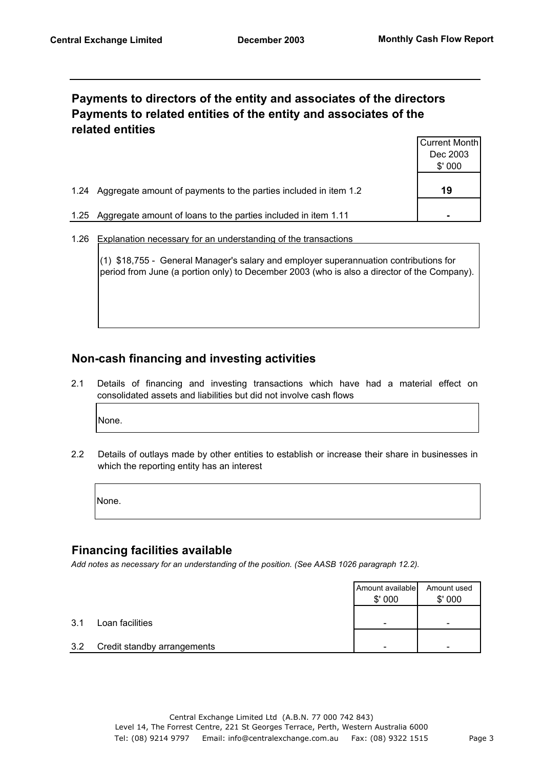## Payments to directors of the entity and associates of the directors Payments to related entities of the entity and associates of the related entities

| | | Current Month Dec 2003 $' 000 |
|---|---|---|
| 1.24 | Aggregate amount of payments to the parties included in item 1.2 | **19** |
| 1.25 | Aggregate amount of loans to the parties included in item 1.11 | - |

1.26 Explanation necessary for an understanding of the transactions

(1) $18,755 - General Manager's salary and employer superannuation contributions for period from June (a portion only) to December 2003 (who is also a director of the Company).

## Non-cash financing and investing activities

2.1 Details of financing and investing transactions which have had a material effect on consolidated assets and liabilities but did not involve cash flows

None.

2.2 Details of outlays made by other entities to establish or increase their share in businesses in which the reporting entity has an interest

None.

## Financing facilities available

*Add notes as necessary for an understanding of the position. (See AASB 1026 paragraph 12.2).*

| | | Amount available $' 000 | Amount used $' 000 |
|---|---|---|---|
| 3.1 | Loan facilities | - | - |
| 3.2 | Credit standby arrangements | - | - |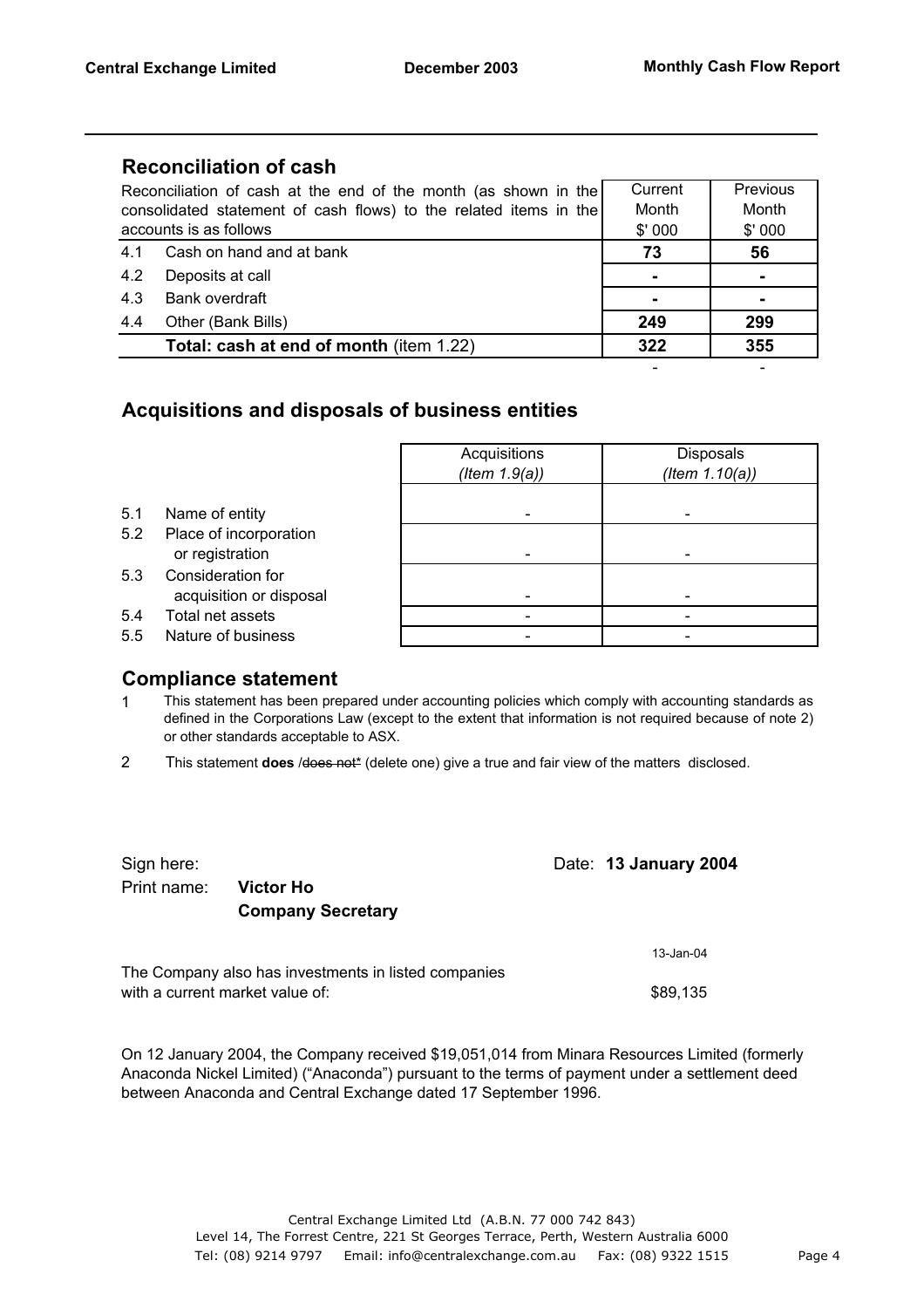## Reconciliation of cash

| Reconciliation of cash at the end of the month (as shown in the consolidated statement of cash flows) to the related items in the accounts is as follows | | Current Month $' 000 | Previous Month $' 000 |
|---|---|---|---|
| 4.1 | Cash on hand and at bank | **73** | **56** |
| 4.2 | Deposits at call | **-** | **-** |
| 4.3 | Bank overdraft | **-** | **-** |
| 4.4 | Other (Bank Bills) | **249** | **299** |
| | **Total: cash at end of month** (item 1.22) | **322** | **355** |
| | | - | - |

## Acquisitions and disposals of business entities

| | | Acquisitions *(Item 1.9(a))* | Disposals *(Item 1.10(a))* |
|---|---|---|---|
| 5.1 | Name of entity | - | - |
| 5.2 | Place of incorporation or registration | - | - |
| 5.3 | Consideration for acquisition or disposal | - | - |
| 5.4 | Total net assets | - | - |
| 5.5 | Nature of business | - | - |

## Compliance statement

1 This statement has been prepared under accounting policies which comply with accounting standards as defined in the Corporations Law (except to the extent that information is not required because of note 2) or other standards acceptable to ASX.

2 This statement **does** /~~does not*~~ (delete one) give a true and fair view of the matters disclosed.

Sign here: Date: **13 January 2004**

Print name: **Victor Ho**

**Company Secretary**

| | 13-Jan-04 |
|---|---|
| The Company also has investments in listed companies with a current market value of: | $89,135 |

On 12 January 2004, the Company received $19,051,014 from Minara Resources Limited (formerly Anaconda Nickel Limited) ("Anaconda") pursuant to the terms of payment under a settlement deed between Anaconda and Central Exchange dated 17 September 1996.